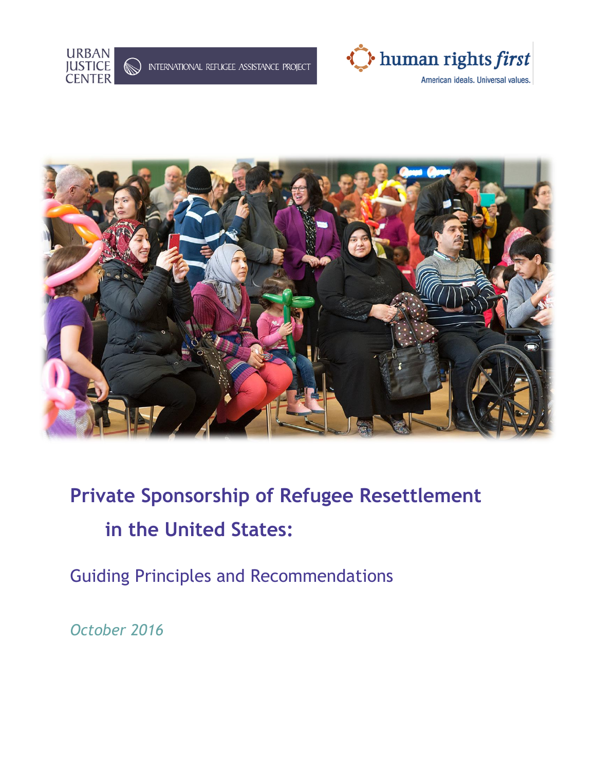URBAN JUSTICE CENTER | INTERNATIONAL REFUGEE ASSISTANCE PROJECT

human rights *first*

American ideals. Universal values.

# Private Sponsorship of Refugee Resettlement in the United States:

## Guiding Principles and Recommendations

*October 2016*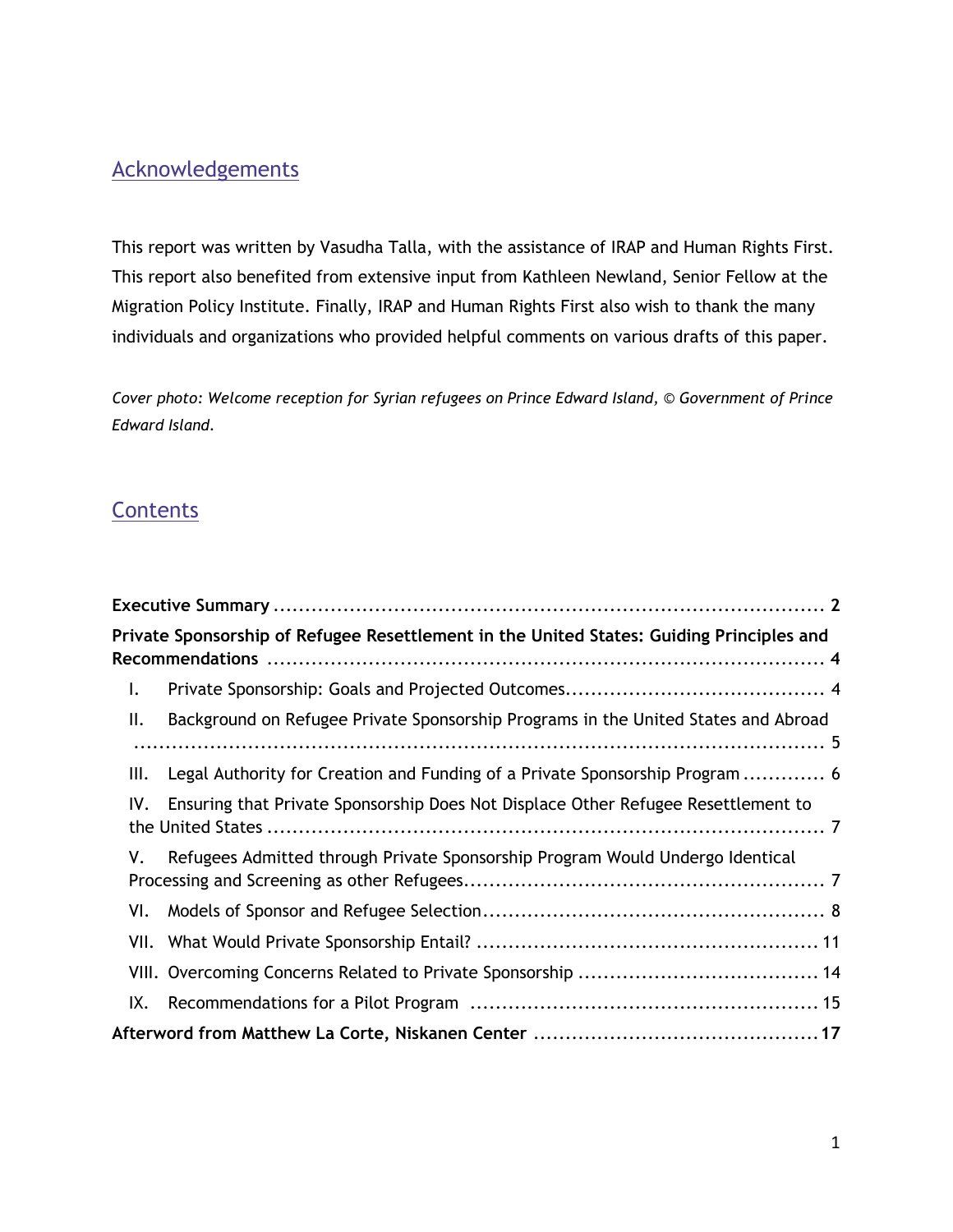## Acknowledgements

This report was written by Vasudha Talla, with the assistance of IRAP and Human Rights First. This report also benefited from extensive input from Kathleen Newland, Senior Fellow at the Migration Policy Institute. Finally, IRAP and Human Rights First also wish to thank the many individuals and organizations who provided helpful comments on various drafts of this paper.

*Cover photo: Welcome reception for Syrian refugees on Prince Edward Island, © Government of Prince Edward Island.*

## Contents

**Executive Summary** .......... **2**

**Private Sponsorship of Refugee Resettlement in the United States: Guiding Principles and Recommendations** .......... **4**

- I. Private Sponsorship: Goals and Projected Outcomes .......... 4
- II. Background on Refugee Private Sponsorship Programs in the United States and Abroad .......... 5
- III. Legal Authority for Creation and Funding of a Private Sponsorship Program .......... 6
- IV. Ensuring that Private Sponsorship Does Not Displace Other Refugee Resettlement to the United States .......... 7
- V. Refugees Admitted through Private Sponsorship Program Would Undergo Identical Processing and Screening as other Refugees .......... 7
- VI. Models of Sponsor and Refugee Selection .......... 8
- VII. What Would Private Sponsorship Entail? .......... 11
- VIII. Overcoming Concerns Related to Private Sponsorship .......... 14
- IX. Recommendations for a Pilot Program .......... 15

**Afterword from Matthew La Corte, Niskanen Center** .......... **17**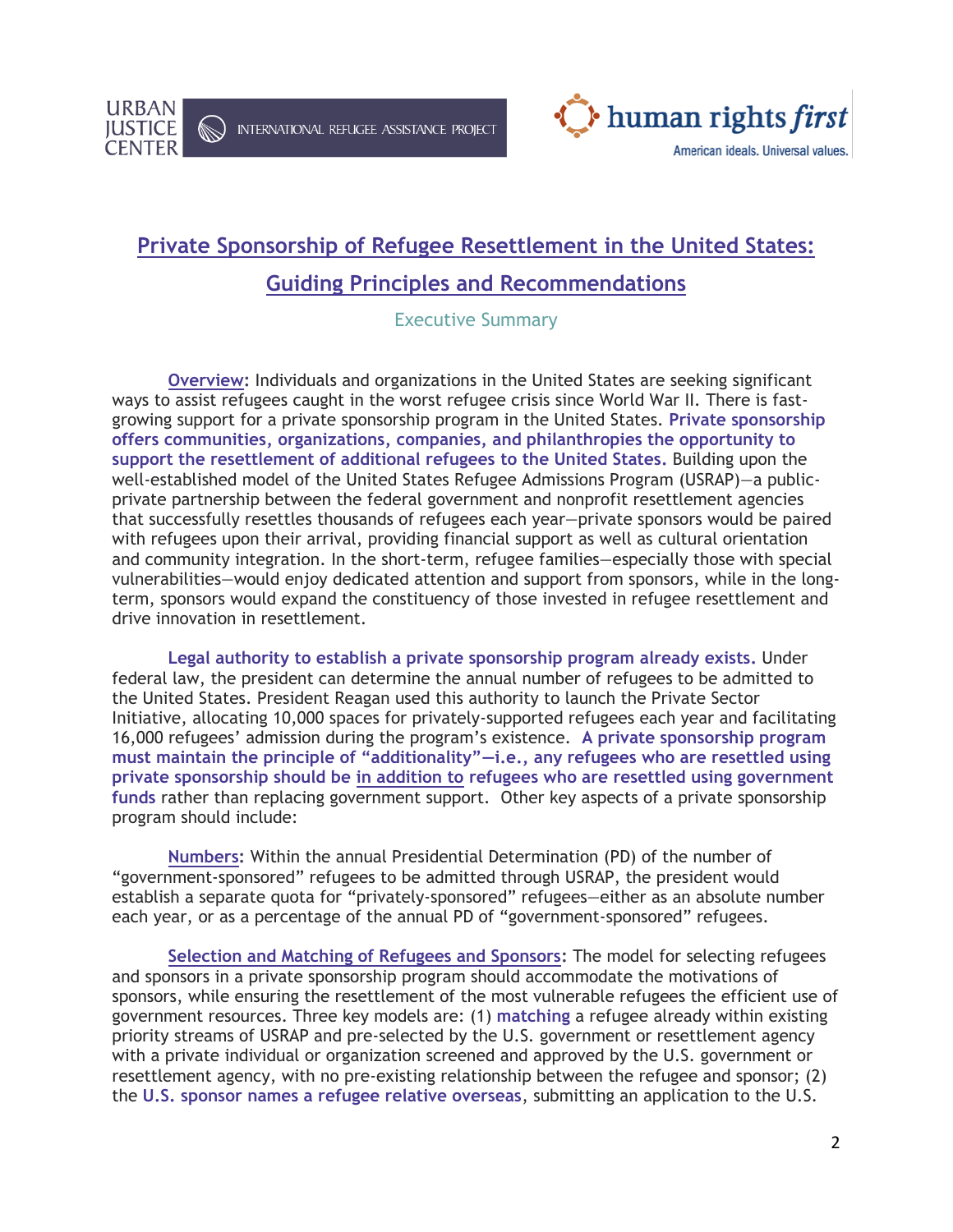URBAN JUSTICE CENTER | INTERNATIONAL REFUGEE ASSISTANCE PROJECT | human rights first — American ideals. Universal values.

# Private Sponsorship of Refugee Resettlement in the United States: Guiding Principles and Recommendations

## Executive Summary

**Overview:** Individuals and organizations in the United States are seeking significant ways to assist refugees caught in the worst refugee crisis since World War II. There is fast-growing support for a private sponsorship program in the United States. **Private sponsorship offers communities, organizations, companies, and philanthropies the opportunity to support the resettlement of additional refugees to the United States.** Building upon the well-established model of the United States Refugee Admissions Program (USRAP)—a public-private partnership between the federal government and nonprofit resettlement agencies that successfully resettles thousands of refugees each year—private sponsors would be paired with refugees upon their arrival, providing financial support as well as cultural orientation and community integration. In the short-term, refugee families—especially those with special vulnerabilities—would enjoy dedicated attention and support from sponsors, while in the long-term, sponsors would expand the constituency of those invested in refugee resettlement and drive innovation in resettlement.

**Legal authority to establish a private sponsorship program already exists.** Under federal law, the president can determine the annual number of refugees to be admitted to the United States. President Reagan used this authority to launch the Private Sector Initiative, allocating 10,000 spaces for privately-supported refugees each year and facilitating 16,000 refugees' admission during the program's existence. **A private sponsorship program must maintain the principle of "additionality"—i.e., any refugees who are resettled using private sponsorship should be in addition to refugees who are resettled using government funds** rather than replacing government support. Other key aspects of a private sponsorship program should include:

**Numbers:** Within the annual Presidential Determination (PD) of the number of "government-sponsored" refugees to be admitted through USRAP, the president would establish a separate quota for "privately-sponsored" refugees—either as an absolute number each year, or as a percentage of the annual PD of "government-sponsored" refugees.

**Selection and Matching of Refugees and Sponsors:** The model for selecting refugees and sponsors in a private sponsorship program should accommodate the motivations of sponsors, while ensuring the resettlement of the most vulnerable refugees the efficient use of government resources. Three key models are: (1) **matching** a refugee already within existing priority streams of USRAP and pre-selected by the U.S. government or resettlement agency with a private individual or organization screened and approved by the U.S. government or resettlement agency, with no pre-existing relationship between the refugee and sponsor; (2) the **U.S. sponsor names a refugee relative overseas**, submitting an application to the U.S.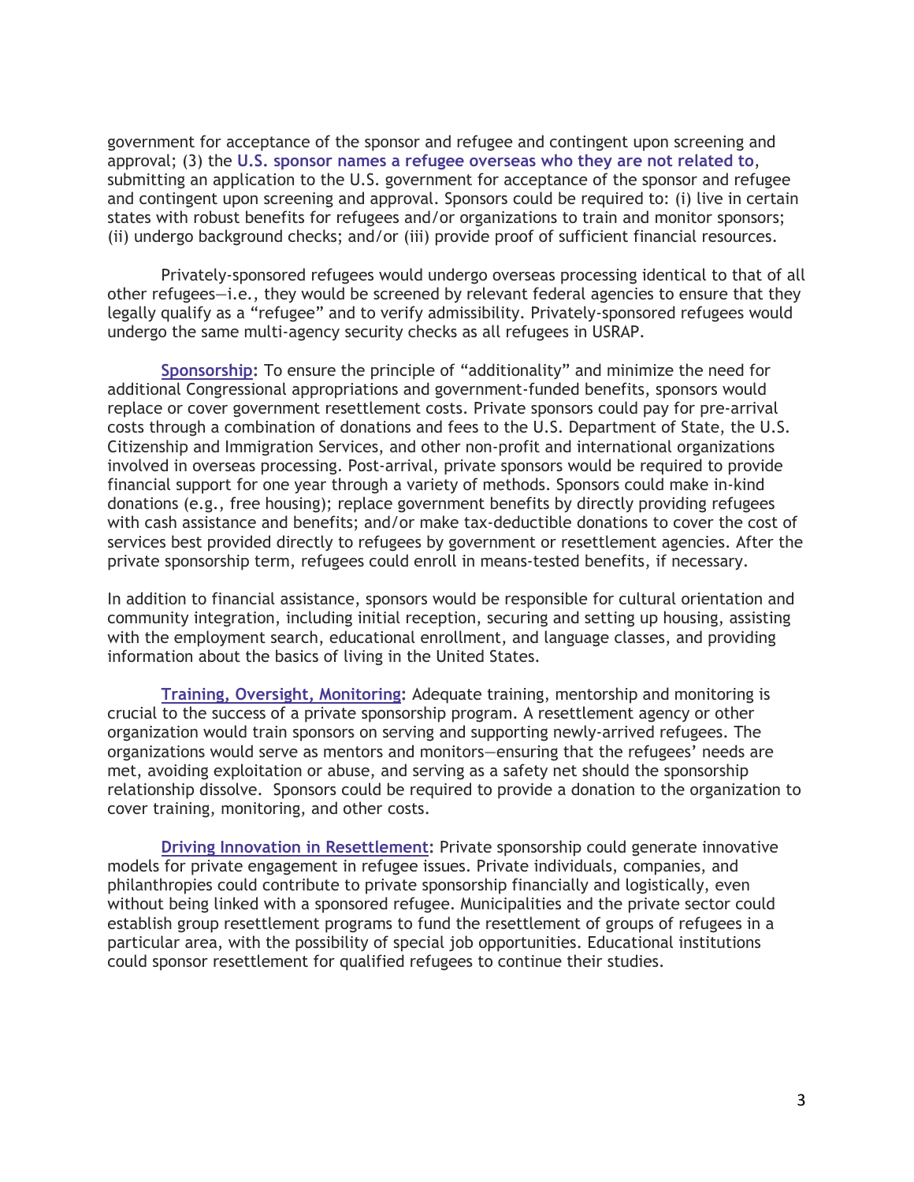government for acceptance of the sponsor and refugee and contingent upon screening and approval; (3) the **U.S. sponsor names a refugee overseas who they are not related to**, submitting an application to the U.S. government for acceptance of the sponsor and refugee and contingent upon screening and approval. Sponsors could be required to: (i) live in certain states with robust benefits for refugees and/or organizations to train and monitor sponsors; (ii) undergo background checks; and/or (iii) provide proof of sufficient financial resources.

Privately-sponsored refugees would undergo overseas processing identical to that of all other refugees—i.e., they would be screened by relevant federal agencies to ensure that they legally qualify as a "refugee" and to verify admissibility. Privately-sponsored refugees would undergo the same multi-agency security checks as all refugees in USRAP.

**Sponsorship:** To ensure the principle of "additionality" and minimize the need for additional Congressional appropriations and government-funded benefits, sponsors would replace or cover government resettlement costs. Private sponsors could pay for pre-arrival costs through a combination of donations and fees to the U.S. Department of State, the U.S. Citizenship and Immigration Services, and other non-profit and international organizations involved in overseas processing. Post-arrival, private sponsors would be required to provide financial support for one year through a variety of methods. Sponsors could make in-kind donations (e.g., free housing); replace government benefits by directly providing refugees with cash assistance and benefits; and/or make tax-deductible donations to cover the cost of services best provided directly to refugees by government or resettlement agencies. After the private sponsorship term, refugees could enroll in means-tested benefits, if necessary.

In addition to financial assistance, sponsors would be responsible for cultural orientation and community integration, including initial reception, securing and setting up housing, assisting with the employment search, educational enrollment, and language classes, and providing information about the basics of living in the United States.

**Training, Oversight, Monitoring:** Adequate training, mentorship and monitoring is crucial to the success of a private sponsorship program. A resettlement agency or other organization would train sponsors on serving and supporting newly-arrived refugees. The organizations would serve as mentors and monitors—ensuring that the refugees' needs are met, avoiding exploitation or abuse, and serving as a safety net should the sponsorship relationship dissolve. Sponsors could be required to provide a donation to the organization to cover training, monitoring, and other costs.

**Driving Innovation in Resettlement:** Private sponsorship could generate innovative models for private engagement in refugee issues. Private individuals, companies, and philanthropies could contribute to private sponsorship financially and logistically, even without being linked with a sponsored refugee. Municipalities and the private sector could establish group resettlement programs to fund the resettlement of groups of refugees in a particular area, with the possibility of special job opportunities. Educational institutions could sponsor resettlement for qualified refugees to continue their studies.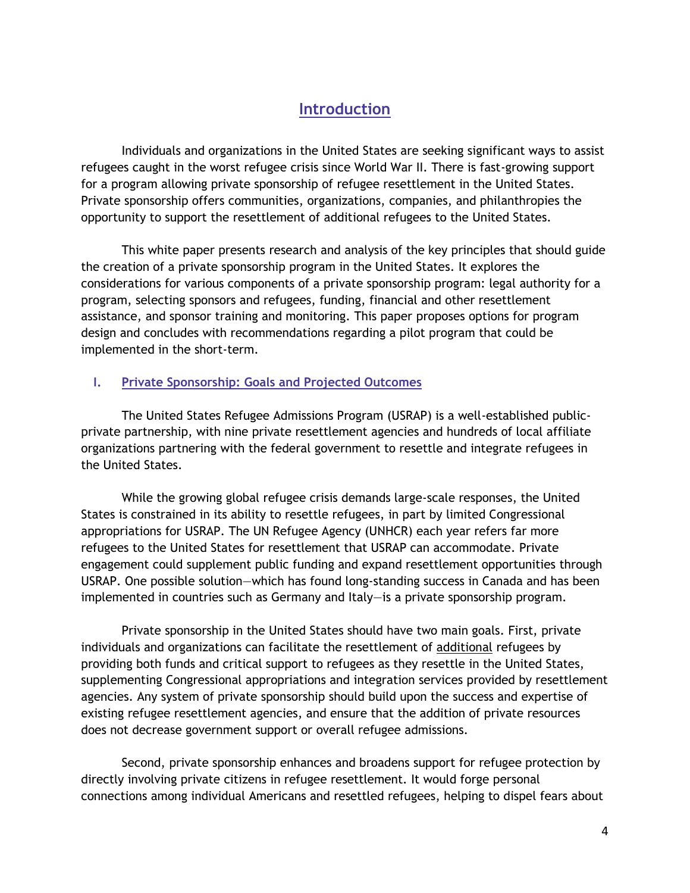## Introduction

Individuals and organizations in the United States are seeking significant ways to assist refugees caught in the worst refugee crisis since World War II. There is fast-growing support for a program allowing private sponsorship of refugee resettlement in the United States. Private sponsorship offers communities, organizations, companies, and philanthropies the opportunity to support the resettlement of additional refugees to the United States.

This white paper presents research and analysis of the key principles that should guide the creation of a private sponsorship program in the United States. It explores the considerations for various components of a private sponsorship program: legal authority for a program, selecting sponsors and refugees, funding, financial and other resettlement assistance, and sponsor training and monitoring. This paper proposes options for program design and concludes with recommendations regarding a pilot program that could be implemented in the short-term.

### I. Private Sponsorship: Goals and Projected Outcomes

The United States Refugee Admissions Program (USRAP) is a well-established public-private partnership, with nine private resettlement agencies and hundreds of local affiliate organizations partnering with the federal government to resettle and integrate refugees in the United States.

While the growing global refugee crisis demands large-scale responses, the United States is constrained in its ability to resettle refugees, in part by limited Congressional appropriations for USRAP. The UN Refugee Agency (UNHCR) each year refers far more refugees to the United States for resettlement that USRAP can accommodate. Private engagement could supplement public funding and expand resettlement opportunities through USRAP. One possible solution—which has found long-standing success in Canada and has been implemented in countries such as Germany and Italy—is a private sponsorship program.

Private sponsorship in the United States should have two main goals. First, private individuals and organizations can facilitate the resettlement of <u>additional</u> refugees by providing both funds and critical support to refugees as they resettle in the United States, supplementing Congressional appropriations and integration services provided by resettlement agencies. Any system of private sponsorship should build upon the success and expertise of existing refugee resettlement agencies, and ensure that the addition of private resources does not decrease government support or overall refugee admissions.

Second, private sponsorship enhances and broadens support for refugee protection by directly involving private citizens in refugee resettlement. It would forge personal connections among individual Americans and resettled refugees, helping to dispel fears about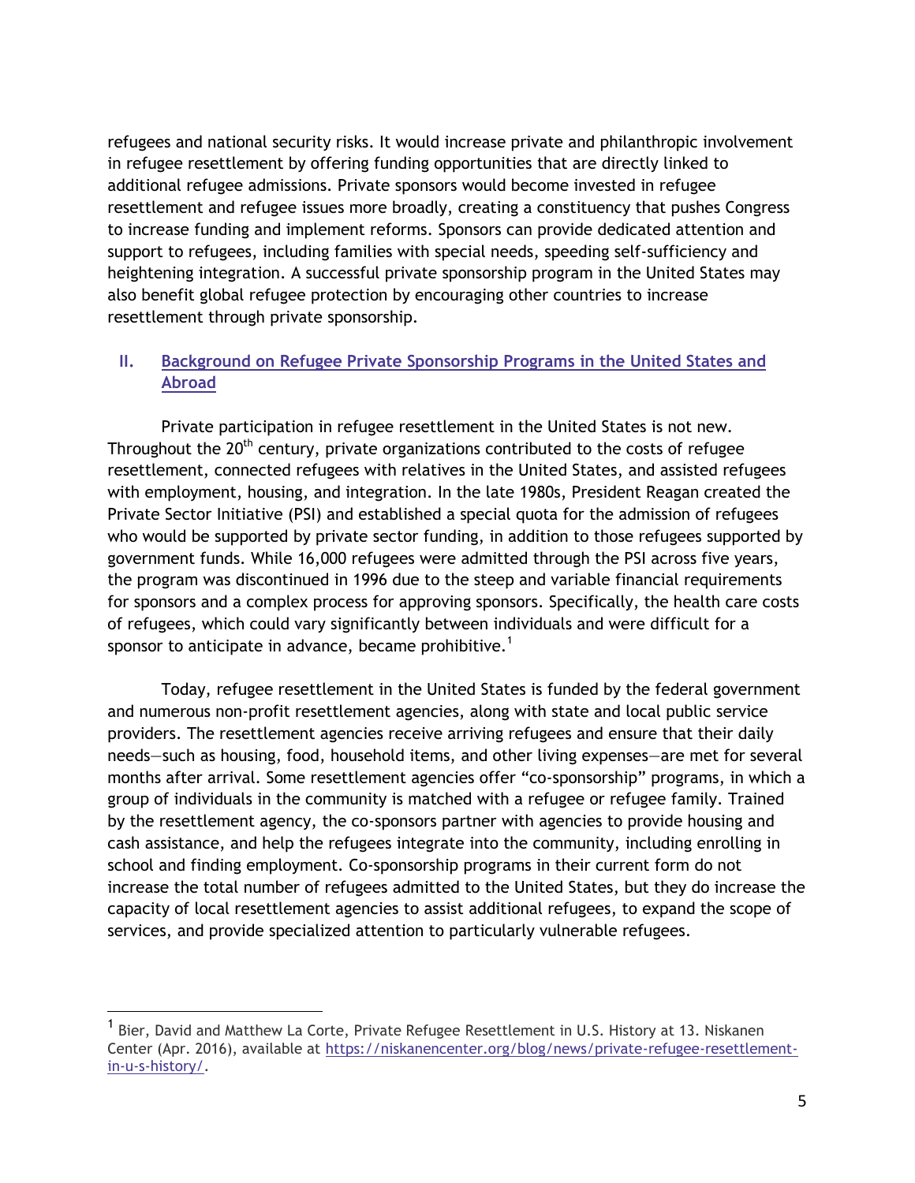refugees and national security risks. It would increase private and philanthropic involvement in refugee resettlement by offering funding opportunities that are directly linked to additional refugee admissions. Private sponsors would become invested in refugee resettlement and refugee issues more broadly, creating a constituency that pushes Congress to increase funding and implement reforms. Sponsors can provide dedicated attention and support to refugees, including families with special needs, speeding self-sufficiency and heightening integration. A successful private sponsorship program in the United States may also benefit global refugee protection by encouraging other countries to increase resettlement through private sponsorship.

## II. Background on Refugee Private Sponsorship Programs in the United States and Abroad

Private participation in refugee resettlement in the United States is not new. Throughout the 20th century, private organizations contributed to the costs of refugee resettlement, connected refugees with relatives in the United States, and assisted refugees with employment, housing, and integration. In the late 1980s, President Reagan created the Private Sector Initiative (PSI) and established a special quota for the admission of refugees who would be supported by private sector funding, in addition to those refugees supported by government funds. While 16,000 refugees were admitted through the PSI across five years, the program was discontinued in 1996 due to the steep and variable financial requirements for sponsors and a complex process for approving sponsors. Specifically, the health care costs of refugees, which could vary significantly between individuals and were difficult for a sponsor to anticipate in advance, became prohibitive.[1]

Today, refugee resettlement in the United States is funded by the federal government and numerous non-profit resettlement agencies, along with state and local public service providers. The resettlement agencies receive arriving refugees and ensure that their daily needs—such as housing, food, household items, and other living expenses—are met for several months after arrival. Some resettlement agencies offer "co-sponsorship" programs, in which a group of individuals in the community is matched with a refugee or refugee family. Trained by the resettlement agency, the co-sponsors partner with agencies to provide housing and cash assistance, and help the refugees integrate into the community, including enrolling in school and finding employment. Co-sponsorship programs in their current form do not increase the total number of refugees admitted to the United States, but they do increase the capacity of local resettlement agencies to assist additional refugees, to expand the scope of services, and provide specialized attention to particularly vulnerable refugees.

---

[1] Bier, David and Matthew La Corte, Private Refugee Resettlement in U.S. History at 13. Niskanen Center (Apr. 2016), available at https://niskanencenter.org/blog/news/private-refugee-resettlement-in-u-s-history/.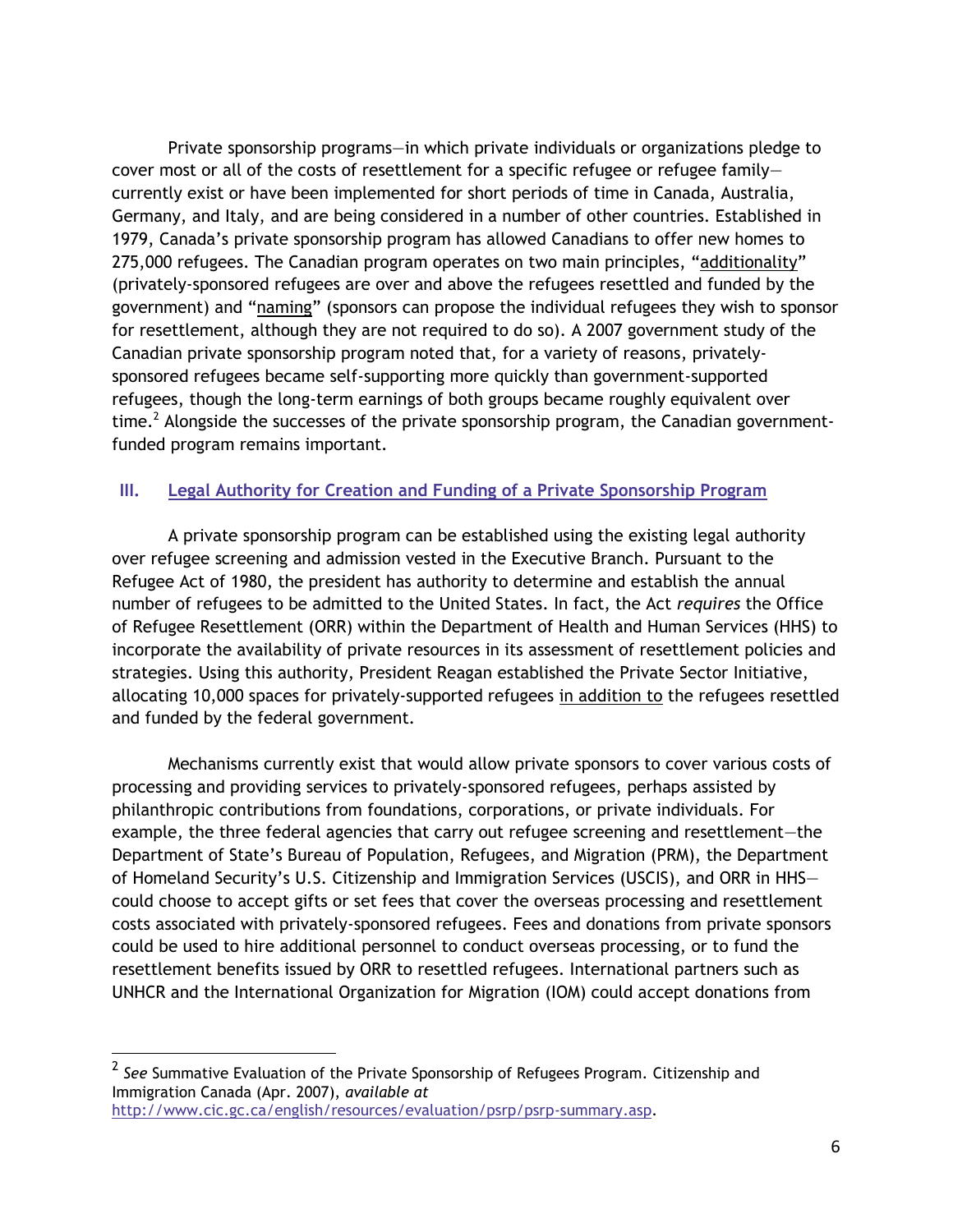Private sponsorship programs—in which private individuals or organizations pledge to cover most or all of the costs of resettlement for a specific refugee or refugee family—currently exist or have been implemented for short periods of time in Canada, Australia, Germany, and Italy, and are being considered in a number of other countries. Established in 1979, Canada's private sponsorship program has allowed Canadians to offer new homes to 275,000 refugees. The Canadian program operates on two main principles, "additionality" (privately-sponsored refugees are over and above the refugees resettled and funded by the government) and "naming" (sponsors can propose the individual refugees they wish to sponsor for resettlement, although they are not required to do so). A 2007 government study of the Canadian private sponsorship program noted that, for a variety of reasons, privately-sponsored refugees became self-supporting more quickly than government-supported refugees, though the long-term earnings of both groups became roughly equivalent over time.[2] Alongside the successes of the private sponsorship program, the Canadian government-funded program remains important.

## III. Legal Authority for Creation and Funding of a Private Sponsorship Program

A private sponsorship program can be established using the existing legal authority over refugee screening and admission vested in the Executive Branch. Pursuant to the Refugee Act of 1980, the president has authority to determine and establish the annual number of refugees to be admitted to the United States. In fact, the Act *requires* the Office of Refugee Resettlement (ORR) within the Department of Health and Human Services (HHS) to incorporate the availability of private resources in its assessment of resettlement policies and strategies. Using this authority, President Reagan established the Private Sector Initiative, allocating 10,000 spaces for privately-supported refugees in addition to the refugees resettled and funded by the federal government.

Mechanisms currently exist that would allow private sponsors to cover various costs of processing and providing services to privately-sponsored refugees, perhaps assisted by philanthropic contributions from foundations, corporations, or private individuals. For example, the three federal agencies that carry out refugee screening and resettlement—the Department of State's Bureau of Population, Refugees, and Migration (PRM), the Department of Homeland Security's U.S. Citizenship and Immigration Services (USCIS), and ORR in HHS—could choose to accept gifts or set fees that cover the overseas processing and resettlement costs associated with privately-sponsored refugees. Fees and donations from private sponsors could be used to hire additional personnel to conduct overseas processing, or to fund the resettlement benefits issued by ORR to resettled refugees. International partners such as UNHCR and the International Organization for Migration (IOM) could accept donations from

---

[2] *See* Summative Evaluation of the Private Sponsorship of Refugees Program. Citizenship and Immigration Canada (Apr. 2007), *available at* http://www.cic.gc.ca/english/resources/evaluation/psrp/psrp-summary.asp.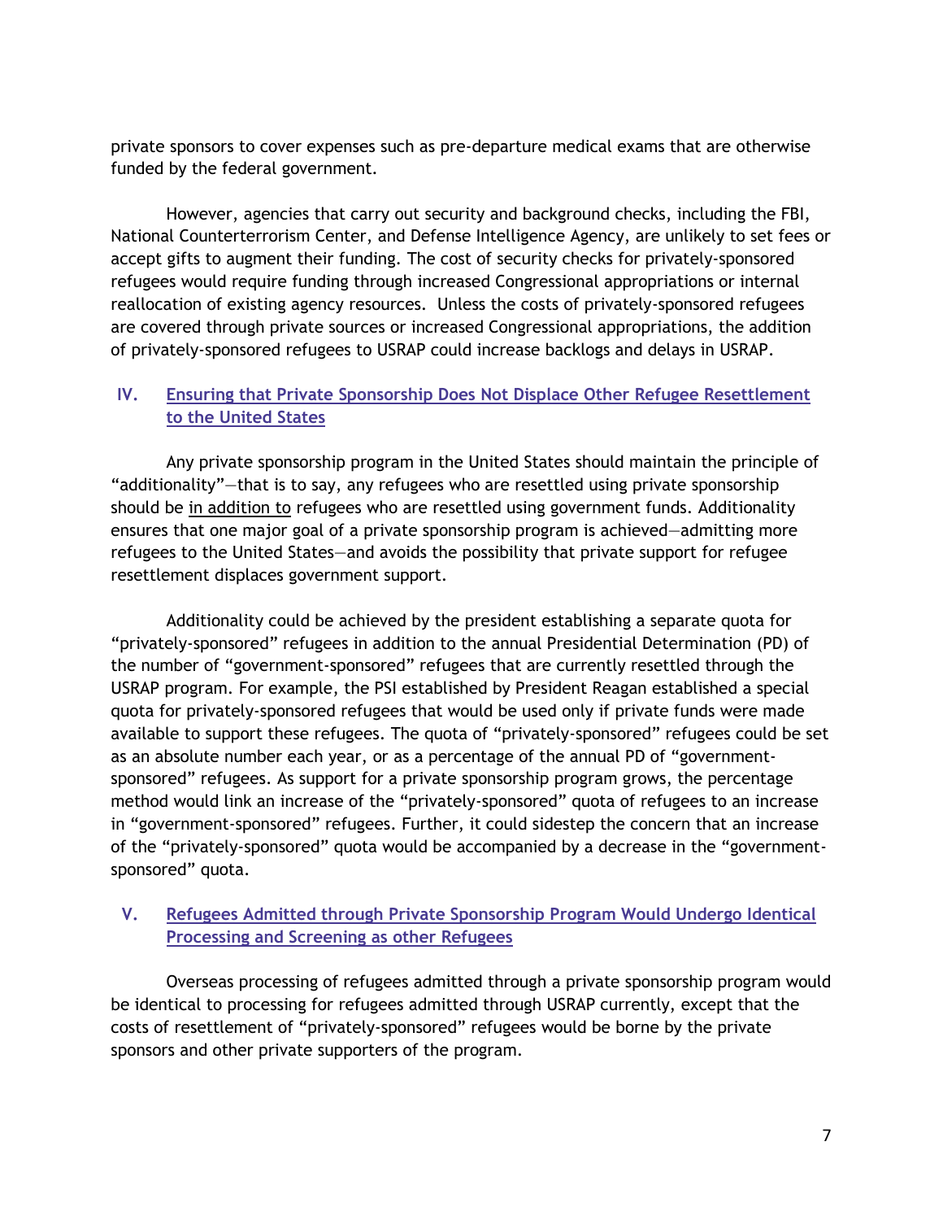private sponsors to cover expenses such as pre-departure medical exams that are otherwise funded by the federal government.

However, agencies that carry out security and background checks, including the FBI, National Counterterrorism Center, and Defense Intelligence Agency, are unlikely to set fees or accept gifts to augment their funding. The cost of security checks for privately-sponsored refugees would require funding through increased Congressional appropriations or internal reallocation of existing agency resources. Unless the costs of privately-sponsored refugees are covered through private sources or increased Congressional appropriations, the addition of privately-sponsored refugees to USRAP could increase backlogs and delays in USRAP.

## IV. Ensuring that Private Sponsorship Does Not Displace Other Refugee Resettlement to the United States

Any private sponsorship program in the United States should maintain the principle of "additionality"—that is to say, any refugees who are resettled using private sponsorship should be in addition to refugees who are resettled using government funds. Additionality ensures that one major goal of a private sponsorship program is achieved—admitting more refugees to the United States—and avoids the possibility that private support for refugee resettlement displaces government support.

Additionality could be achieved by the president establishing a separate quota for "privately-sponsored" refugees in addition to the annual Presidential Determination (PD) of the number of "government-sponsored" refugees that are currently resettled through the USRAP program. For example, the PSI established by President Reagan established a special quota for privately-sponsored refugees that would be used only if private funds were made available to support these refugees. The quota of "privately-sponsored" refugees could be set as an absolute number each year, or as a percentage of the annual PD of "government-sponsored" refugees. As support for a private sponsorship program grows, the percentage method would link an increase of the "privately-sponsored" quota of refugees to an increase in "government-sponsored" refugees. Further, it could sidestep the concern that an increase of the "privately-sponsored" quota would be accompanied by a decrease in the "government-sponsored" quota.

## V. Refugees Admitted through Private Sponsorship Program Would Undergo Identical Processing and Screening as other Refugees

Overseas processing of refugees admitted through a private sponsorship program would be identical to processing for refugees admitted through USRAP currently, except that the costs of resettlement of "privately-sponsored" refugees would be borne by the private sponsors and other private supporters of the program.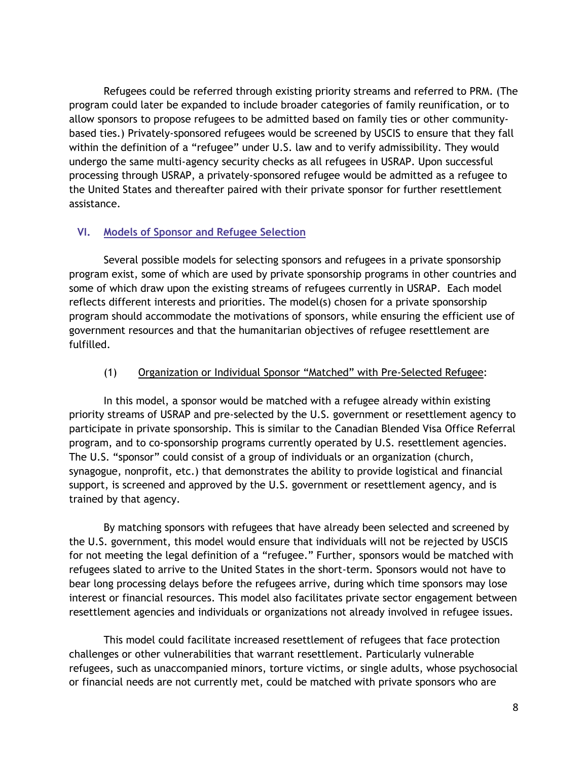Refugees could be referred through existing priority streams and referred to PRM. (The program could later be expanded to include broader categories of family reunification, or to allow sponsors to propose refugees to be admitted based on family ties or other community-based ties.) Privately-sponsored refugees would be screened by USCIS to ensure that they fall within the definition of a "refugee" under U.S. law and to verify admissibility. They would undergo the same multi-agency security checks as all refugees in USRAP. Upon successful processing through USRAP, a privately-sponsored refugee would be admitted as a refugee to the United States and thereafter paired with their private sponsor for further resettlement assistance.

## VI. Models of Sponsor and Refugee Selection

Several possible models for selecting sponsors and refugees in a private sponsorship program exist, some of which are used by private sponsorship programs in other countries and some of which draw upon the existing streams of refugees currently in USRAP. Each model reflects different interests and priorities. The model(s) chosen for a private sponsorship program should accommodate the motivations of sponsors, while ensuring the efficient use of government resources and that the humanitarian objectives of refugee resettlement are fulfilled.

### (1) Organization or Individual Sponsor "Matched" with Pre-Selected Refugee:

In this model, a sponsor would be matched with a refugee already within existing priority streams of USRAP and pre-selected by the U.S. government or resettlement agency to participate in private sponsorship. This is similar to the Canadian Blended Visa Office Referral program, and to co-sponsorship programs currently operated by U.S. resettlement agencies. The U.S. "sponsor" could consist of a group of individuals or an organization (church, synagogue, nonprofit, etc.) that demonstrates the ability to provide logistical and financial support, is screened and approved by the U.S. government or resettlement agency, and is trained by that agency.

By matching sponsors with refugees that have already been selected and screened by the U.S. government, this model would ensure that individuals will not be rejected by USCIS for not meeting the legal definition of a "refugee." Further, sponsors would be matched with refugees slated to arrive to the United States in the short-term. Sponsors would not have to bear long processing delays before the refugees arrive, during which time sponsors may lose interest or financial resources. This model also facilitates private sector engagement between resettlement agencies and individuals or organizations not already involved in refugee issues.

This model could facilitate increased resettlement of refugees that face protection challenges or other vulnerabilities that warrant resettlement. Particularly vulnerable refugees, such as unaccompanied minors, torture victims, or single adults, whose psychosocial or financial needs are not currently met, could be matched with private sponsors who are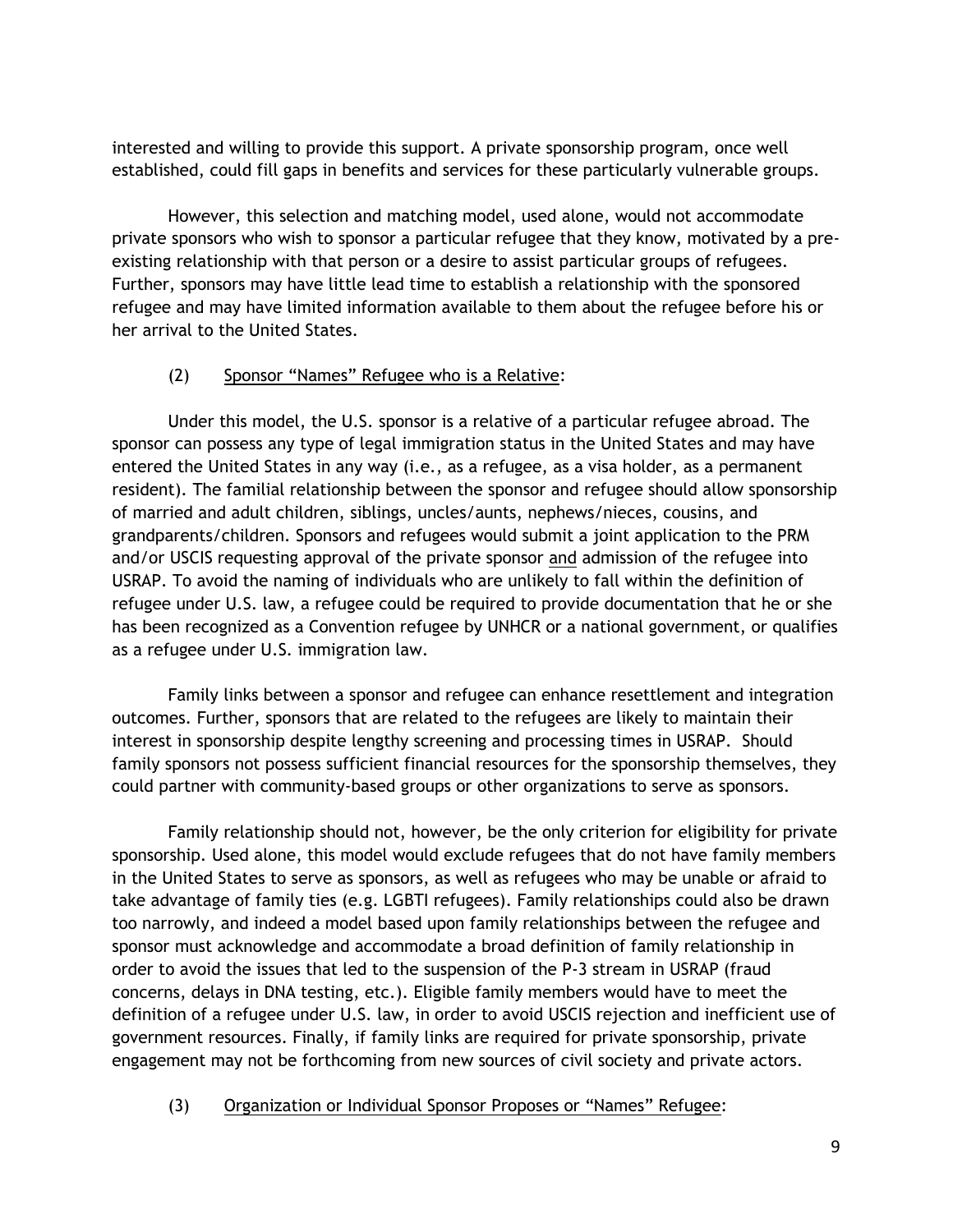interested and willing to provide this support. A private sponsorship program, once well established, could fill gaps in benefits and services for these particularly vulnerable groups.

However, this selection and matching model, used alone, would not accommodate private sponsors who wish to sponsor a particular refugee that they know, motivated by a pre-existing relationship with that person or a desire to assist particular groups of refugees. Further, sponsors may have little lead time to establish a relationship with the sponsored refugee and may have limited information available to them about the refugee before his or her arrival to the United States.

(2) Sponsor "Names" Refugee who is a Relative:

Under this model, the U.S. sponsor is a relative of a particular refugee abroad. The sponsor can possess any type of legal immigration status in the United States and may have entered the United States in any way (i.e., as a refugee, as a visa holder, as a permanent resident). The familial relationship between the sponsor and refugee should allow sponsorship of married and adult children, siblings, uncles/aunts, nephews/nieces, cousins, and grandparents/children. Sponsors and refugees would submit a joint application to the PRM and/or USCIS requesting approval of the private sponsor and admission of the refugee into USRAP. To avoid the naming of individuals who are unlikely to fall within the definition of refugee under U.S. law, a refugee could be required to provide documentation that he or she has been recognized as a Convention refugee by UNHCR or a national government, or qualifies as a refugee under U.S. immigration law.

Family links between a sponsor and refugee can enhance resettlement and integration outcomes. Further, sponsors that are related to the refugees are likely to maintain their interest in sponsorship despite lengthy screening and processing times in USRAP. Should family sponsors not possess sufficient financial resources for the sponsorship themselves, they could partner with community-based groups or other organizations to serve as sponsors.

Family relationship should not, however, be the only criterion for eligibility for private sponsorship. Used alone, this model would exclude refugees that do not have family members in the United States to serve as sponsors, as well as refugees who may be unable or afraid to take advantage of family ties (e.g. LGBTI refugees). Family relationships could also be drawn too narrowly, and indeed a model based upon family relationships between the refugee and sponsor must acknowledge and accommodate a broad definition of family relationship in order to avoid the issues that led to the suspension of the P-3 stream in USRAP (fraud concerns, delays in DNA testing, etc.). Eligible family members would have to meet the definition of a refugee under U.S. law, in order to avoid USCIS rejection and inefficient use of government resources. Finally, if family links are required for private sponsorship, private engagement may not be forthcoming from new sources of civil society and private actors.

(3) Organization or Individual Sponsor Proposes or "Names" Refugee: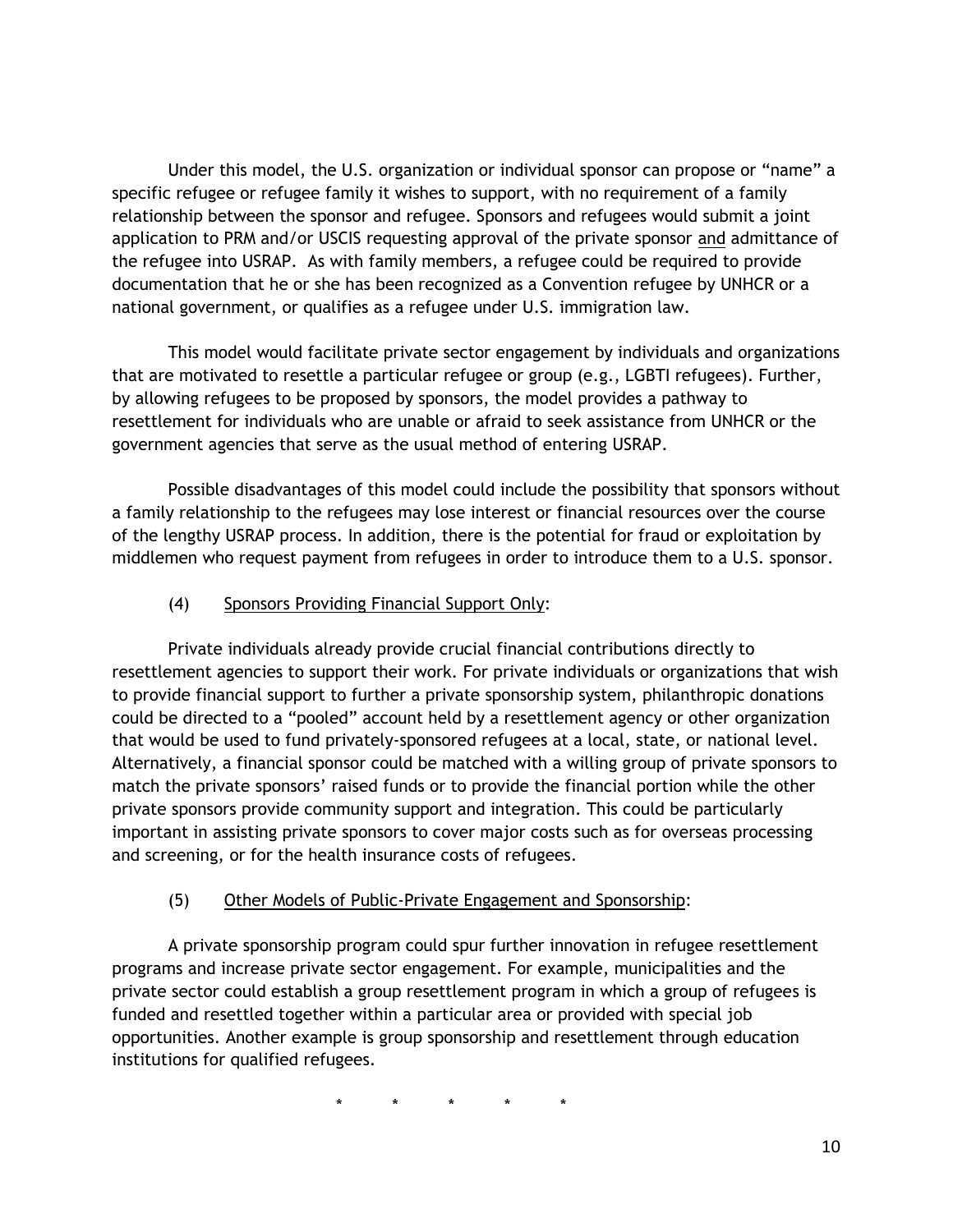Under this model, the U.S. organization or individual sponsor can propose or "name" a specific refugee or refugee family it wishes to support, with no requirement of a family relationship between the sponsor and refugee. Sponsors and refugees would submit a joint application to PRM and/or USCIS requesting approval of the private sponsor <u>and</u> admittance of the refugee into USRAP. As with family members, a refugee could be required to provide documentation that he or she has been recognized as a Convention refugee by UNHCR or a national government, or qualifies as a refugee under U.S. immigration law.

This model would facilitate private sector engagement by individuals and organizations that are motivated to resettle a particular refugee or group (e.g., LGBTI refugees). Further, by allowing refugees to be proposed by sponsors, the model provides a pathway to resettlement for individuals who are unable or afraid to seek assistance from UNHCR or the government agencies that serve as the usual method of entering USRAP.

Possible disadvantages of this model could include the possibility that sponsors without a family relationship to the refugees may lose interest or financial resources over the course of the lengthy USRAP process. In addition, there is the potential for fraud or exploitation by middlemen who request payment from refugees in order to introduce them to a U.S. sponsor.

(4) <u>Sponsors Providing Financial Support Only</u>:

Private individuals already provide crucial financial contributions directly to resettlement agencies to support their work. For private individuals or organizations that wish to provide financial support to further a private sponsorship system, philanthropic donations could be directed to a "pooled" account held by a resettlement agency or other organization that would be used to fund privately-sponsored refugees at a local, state, or national level. Alternatively, a financial sponsor could be matched with a willing group of private sponsors to match the private sponsors' raised funds or to provide the financial portion while the other private sponsors provide community support and integration. This could be particularly important in assisting private sponsors to cover major costs such as for overseas processing and screening, or for the health insurance costs of refugees.

(5) <u>Other Models of Public-Private Engagement and Sponsorship</u>:

A private sponsorship program could spur further innovation in refugee resettlement programs and increase private sector engagement. For example, municipalities and the private sector could establish a group resettlement program in which a group of refugees is funded and resettled together within a particular area or provided with special job opportunities. Another example is group sponsorship and resettlement through education institutions for qualified refugees.

\* \* \* \* \*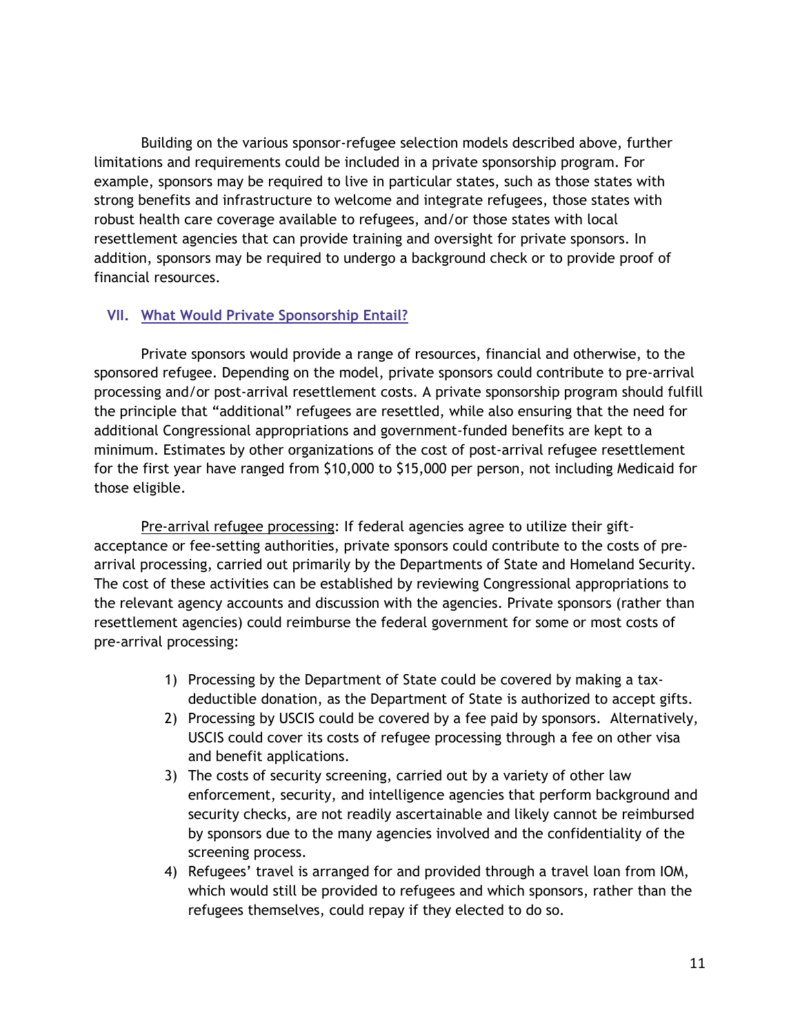Building on the various sponsor-refugee selection models described above, further limitations and requirements could be included in a private sponsorship program. For example, sponsors may be required to live in particular states, such as those states with strong benefits and infrastructure to welcome and integrate refugees, those states with robust health care coverage available to refugees, and/or those states with local resettlement agencies that can provide training and oversight for private sponsors. In addition, sponsors may be required to undergo a background check or to provide proof of financial resources.

## VII. What Would Private Sponsorship Entail?

Private sponsors would provide a range of resources, financial and otherwise, to the sponsored refugee. Depending on the model, private sponsors could contribute to pre-arrival processing and/or post-arrival resettlement costs. A private sponsorship program should fulfill the principle that "additional" refugees are resettled, while also ensuring that the need for additional Congressional appropriations and government-funded benefits are kept to a minimum. Estimates by other organizations of the cost of post-arrival refugee resettlement for the first year have ranged from $10,000 to $15,000 per person, not including Medicaid for those eligible.

Pre-arrival refugee processing: If federal agencies agree to utilize their gift-acceptance or fee-setting authorities, private sponsors could contribute to the costs of pre-arrival processing, carried out primarily by the Departments of State and Homeland Security. The cost of these activities can be established by reviewing Congressional appropriations to the relevant agency accounts and discussion with the agencies. Private sponsors (rather than resettlement agencies) could reimburse the federal government for some or most costs of pre-arrival processing:

1) Processing by the Department of State could be covered by making a tax-deductible donation, as the Department of State is authorized to accept gifts.
2) Processing by USCIS could be covered by a fee paid by sponsors. Alternatively, USCIS could cover its costs of refugee processing through a fee on other visa and benefit applications.
3) The costs of security screening, carried out by a variety of other law enforcement, security, and intelligence agencies that perform background and security checks, are not readily ascertainable and likely cannot be reimbursed by sponsors due to the many agencies involved and the confidentiality of the screening process.
4) Refugees' travel is arranged for and provided through a travel loan from IOM, which would still be provided to refugees and which sponsors, rather than the refugees themselves, could repay if they elected to do so.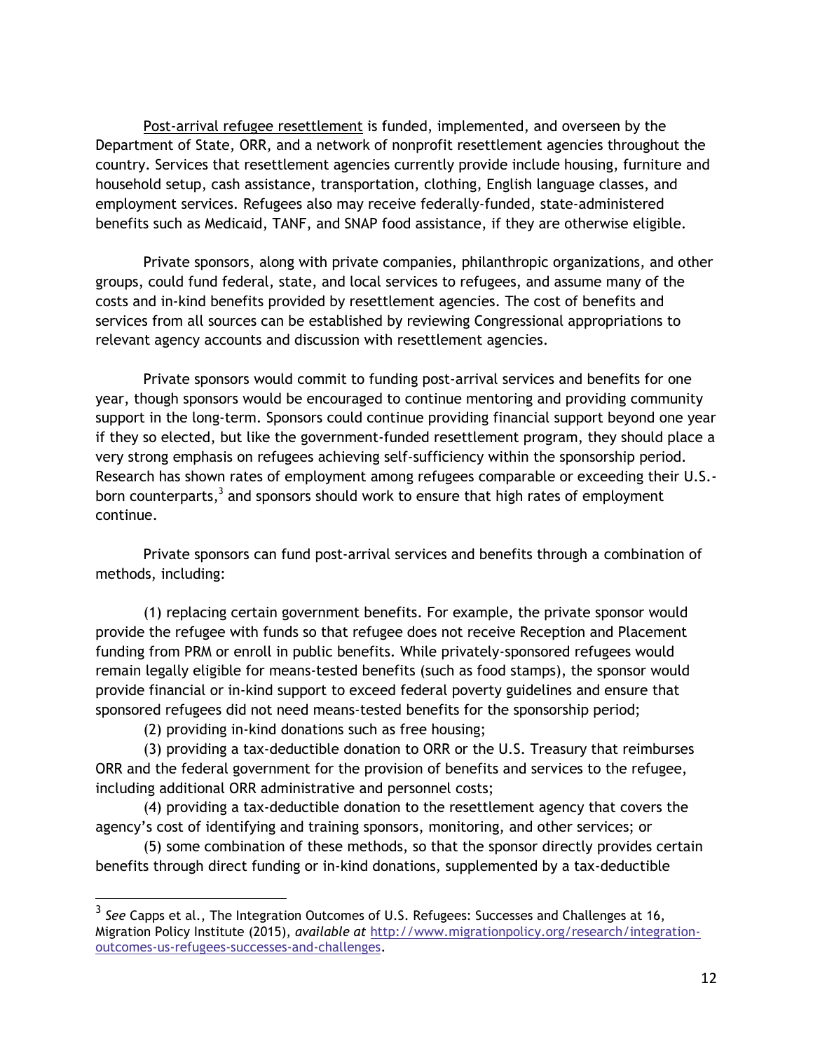Post-arrival refugee resettlement is funded, implemented, and overseen by the Department of State, ORR, and a network of nonprofit resettlement agencies throughout the country. Services that resettlement agencies currently provide include housing, furniture and household setup, cash assistance, transportation, clothing, English language classes, and employment services. Refugees also may receive federally-funded, state-administered benefits such as Medicaid, TANF, and SNAP food assistance, if they are otherwise eligible.

Private sponsors, along with private companies, philanthropic organizations, and other groups, could fund federal, state, and local services to refugees, and assume many of the costs and in-kind benefits provided by resettlement agencies. The cost of benefits and services from all sources can be established by reviewing Congressional appropriations to relevant agency accounts and discussion with resettlement agencies.

Private sponsors would commit to funding post-arrival services and benefits for one year, though sponsors would be encouraged to continue mentoring and providing community support in the long-term. Sponsors could continue providing financial support beyond one year if they so elected, but like the government-funded resettlement program, they should place a very strong emphasis on refugees achieving self-sufficiency within the sponsorship period. Research has shown rates of employment among refugees comparable or exceeding their U.S.-born counterparts,[3] and sponsors should work to ensure that high rates of employment continue.

Private sponsors can fund post-arrival services and benefits through a combination of methods, including:

(1) replacing certain government benefits. For example, the private sponsor would provide the refugee with funds so that refugee does not receive Reception and Placement funding from PRM or enroll in public benefits. While privately-sponsored refugees would remain legally eligible for means-tested benefits (such as food stamps), the sponsor would provide financial or in-kind support to exceed federal poverty guidelines and ensure that sponsored refugees did not need means-tested benefits for the sponsorship period;

(2) providing in-kind donations such as free housing;

(3) providing a tax-deductible donation to ORR or the U.S. Treasury that reimburses ORR and the federal government for the provision of benefits and services to the refugee, including additional ORR administrative and personnel costs;

(4) providing a tax-deductible donation to the resettlement agency that covers the agency's cost of identifying and training sponsors, monitoring, and other services; or

(5) some combination of these methods, so that the sponsor directly provides certain benefits through direct funding or in-kind donations, supplemented by a tax-deductible

---

[3] *See* Capps et al., The Integration Outcomes of U.S. Refugees: Successes and Challenges at 16, Migration Policy Institute (2015), *available at* http://www.migrationpolicy.org/research/integration-outcomes-us-refugees-successes-and-challenges.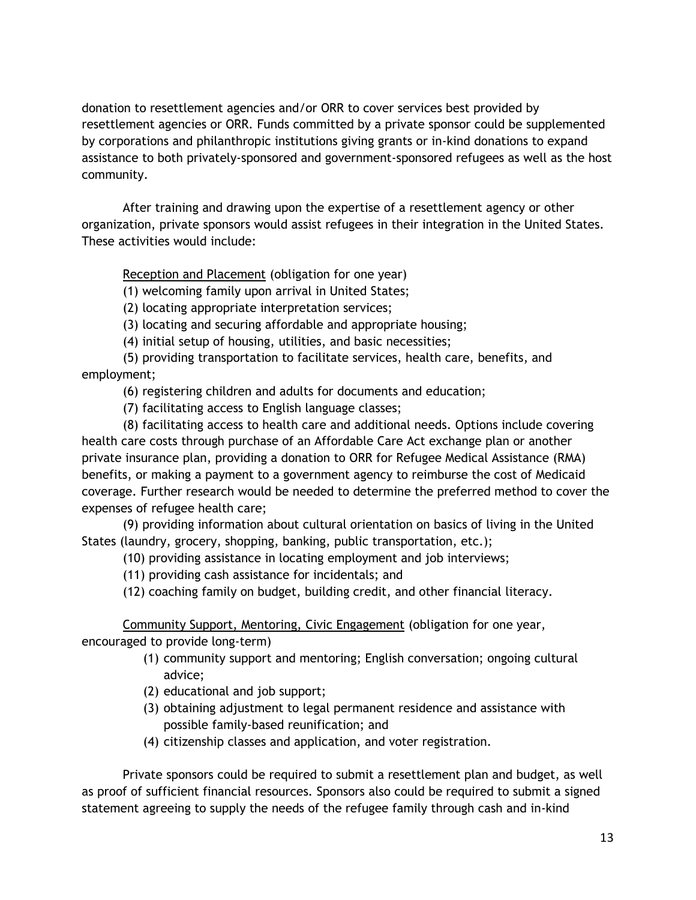donation to resettlement agencies and/or ORR to cover services best provided by resettlement agencies or ORR. Funds committed by a private sponsor could be supplemented by corporations and philanthropic institutions giving grants or in-kind donations to expand assistance to both privately-sponsored and government-sponsored refugees as well as the host community.

After training and drawing upon the expertise of a resettlement agency or other organization, private sponsors would assist refugees in their integration in the United States. These activities would include:

<u>Reception and Placement</u> (obligation for one year)

(1) welcoming family upon arrival in United States;

(2) locating appropriate interpretation services;

(3) locating and securing affordable and appropriate housing;

(4) initial setup of housing, utilities, and basic necessities;

(5) providing transportation to facilitate services, health care, benefits, and employment;

(6) registering children and adults for documents and education;

(7) facilitating access to English language classes;

(8) facilitating access to health care and additional needs. Options include covering health care costs through purchase of an Affordable Care Act exchange plan or another private insurance plan, providing a donation to ORR for Refugee Medical Assistance (RMA) benefits, or making a payment to a government agency to reimburse the cost of Medicaid coverage. Further research would be needed to determine the preferred method to cover the expenses of refugee health care;

(9) providing information about cultural orientation on basics of living in the United States (laundry, grocery, shopping, banking, public transportation, etc.);

(10) providing assistance in locating employment and job interviews;

(11) providing cash assistance for incidentals; and

(12) coaching family on budget, building credit, and other financial literacy.

<u>Community Support, Mentoring, Civic Engagement</u> (obligation for one year, encouraged to provide long-term)

1. community support and mentoring; English conversation; ongoing cultural advice;
2. educational and job support;
3. obtaining adjustment to legal permanent residence and assistance with possible family-based reunification; and
4. citizenship classes and application, and voter registration.

Private sponsors could be required to submit a resettlement plan and budget, as well as proof of sufficient financial resources. Sponsors also could be required to submit a signed statement agreeing to supply the needs of the refugee family through cash and in-kind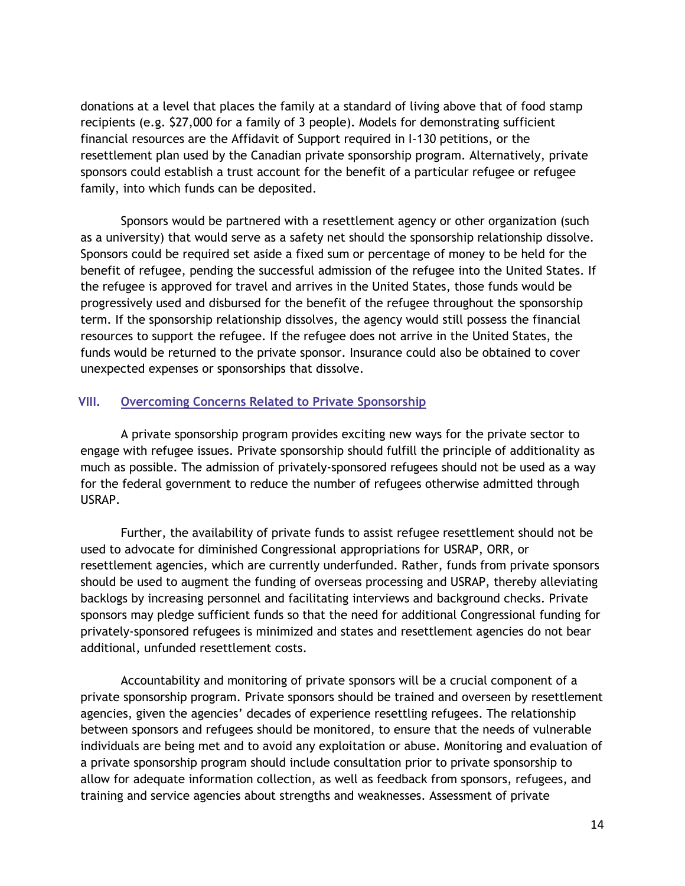donations at a level that places the family at a standard of living above that of food stamp recipients (e.g. $27,000 for a family of 3 people). Models for demonstrating sufficient financial resources are the Affidavit of Support required in I-130 petitions, or the resettlement plan used by the Canadian private sponsorship program. Alternatively, private sponsors could establish a trust account for the benefit of a particular refugee or refugee family, into which funds can be deposited.

Sponsors would be partnered with a resettlement agency or other organization (such as a university) that would serve as a safety net should the sponsorship relationship dissolve. Sponsors could be required set aside a fixed sum or percentage of money to be held for the benefit of refugee, pending the successful admission of the refugee into the United States. If the refugee is approved for travel and arrives in the United States, those funds would be progressively used and disbursed for the benefit of the refugee throughout the sponsorship term. If the sponsorship relationship dissolves, the agency would still possess the financial resources to support the refugee. If the refugee does not arrive in the United States, the funds would be returned to the private sponsor. Insurance could also be obtained to cover unexpected expenses or sponsorships that dissolve.

## VIII. Overcoming Concerns Related to Private Sponsorship

A private sponsorship program provides exciting new ways for the private sector to engage with refugee issues. Private sponsorship should fulfill the principle of additionality as much as possible. The admission of privately-sponsored refugees should not be used as a way for the federal government to reduce the number of refugees otherwise admitted through USRAP.

Further, the availability of private funds to assist refugee resettlement should not be used to advocate for diminished Congressional appropriations for USRAP, ORR, or resettlement agencies, which are currently underfunded. Rather, funds from private sponsors should be used to augment the funding of overseas processing and USRAP, thereby alleviating backlogs by increasing personnel and facilitating interviews and background checks. Private sponsors may pledge sufficient funds so that the need for additional Congressional funding for privately-sponsored refugees is minimized and states and resettlement agencies do not bear additional, unfunded resettlement costs.

Accountability and monitoring of private sponsors will be a crucial component of a private sponsorship program. Private sponsors should be trained and overseen by resettlement agencies, given the agencies' decades of experience resettling refugees. The relationship between sponsors and refugees should be monitored, to ensure that the needs of vulnerable individuals are being met and to avoid any exploitation or abuse. Monitoring and evaluation of a private sponsorship program should include consultation prior to private sponsorship to allow for adequate information collection, as well as feedback from sponsors, refugees, and training and service agencies about strengths and weaknesses. Assessment of private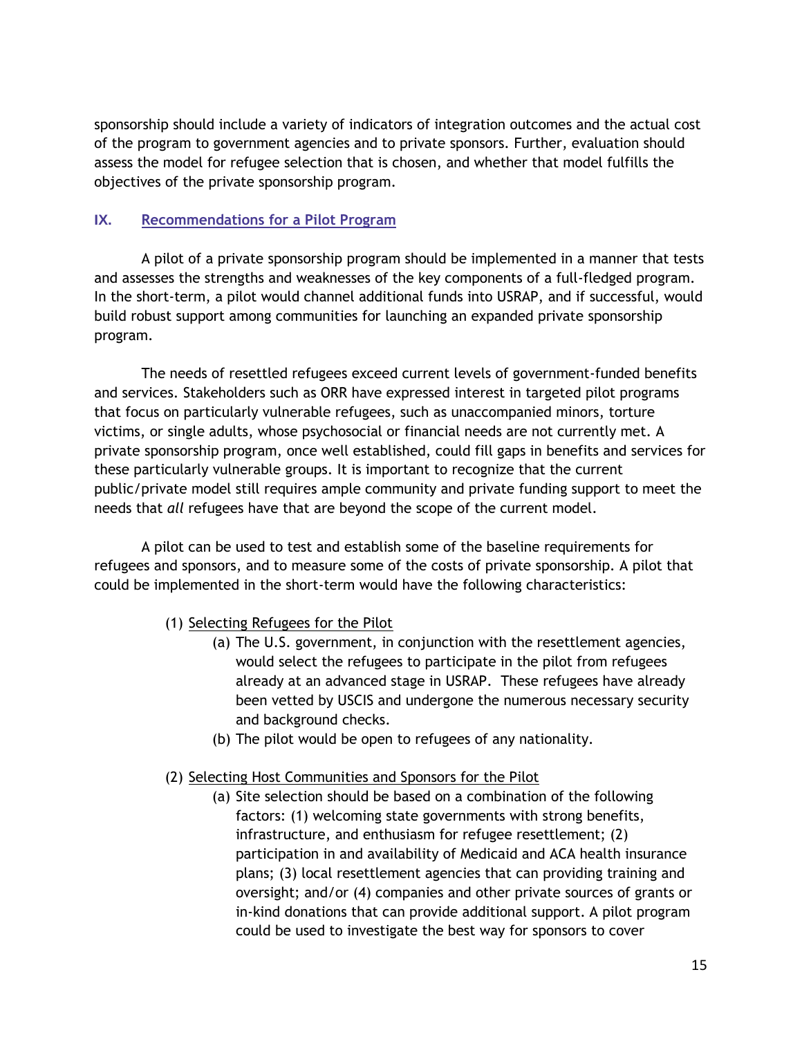sponsorship should include a variety of indicators of integration outcomes and the actual cost of the program to government agencies and to private sponsors. Further, evaluation should assess the model for refugee selection that is chosen, and whether that model fulfills the objectives of the private sponsorship program.

## IX. Recommendations for a Pilot Program

A pilot of a private sponsorship program should be implemented in a manner that tests and assesses the strengths and weaknesses of the key components of a full-fledged program. In the short-term, a pilot would channel additional funds into USRAP, and if successful, would build robust support among communities for launching an expanded private sponsorship program.

The needs of resettled refugees exceed current levels of government-funded benefits and services. Stakeholders such as ORR have expressed interest in targeted pilot programs that focus on particularly vulnerable refugees, such as unaccompanied minors, torture victims, or single adults, whose psychosocial or financial needs are not currently met. A private sponsorship program, once well established, could fill gaps in benefits and services for these particularly vulnerable groups. It is important to recognize that the current public/private model still requires ample community and private funding support to meet the needs that *all* refugees have that are beyond the scope of the current model.

A pilot can be used to test and establish some of the baseline requirements for refugees and sponsors, and to measure some of the costs of private sponsorship. A pilot that could be implemented in the short-term would have the following characteristics:

(1) Selecting Refugees for the Pilot
   - (a) The U.S. government, in conjunction with the resettlement agencies, would select the refugees to participate in the pilot from refugees already at an advanced stage in USRAP. These refugees have already been vetted by USCIS and undergone the numerous necessary security and background checks.
   - (b) The pilot would be open to refugees of any nationality.

(2) Selecting Host Communities and Sponsors for the Pilot
   - (a) Site selection should be based on a combination of the following factors: (1) welcoming state governments with strong benefits, infrastructure, and enthusiasm for refugee resettlement; (2) participation in and availability of Medicaid and ACA health insurance plans; (3) local resettlement agencies that can providing training and oversight; and/or (4) companies and other private sources of grants or in-kind donations that can provide additional support. A pilot program could be used to investigate the best way for sponsors to cover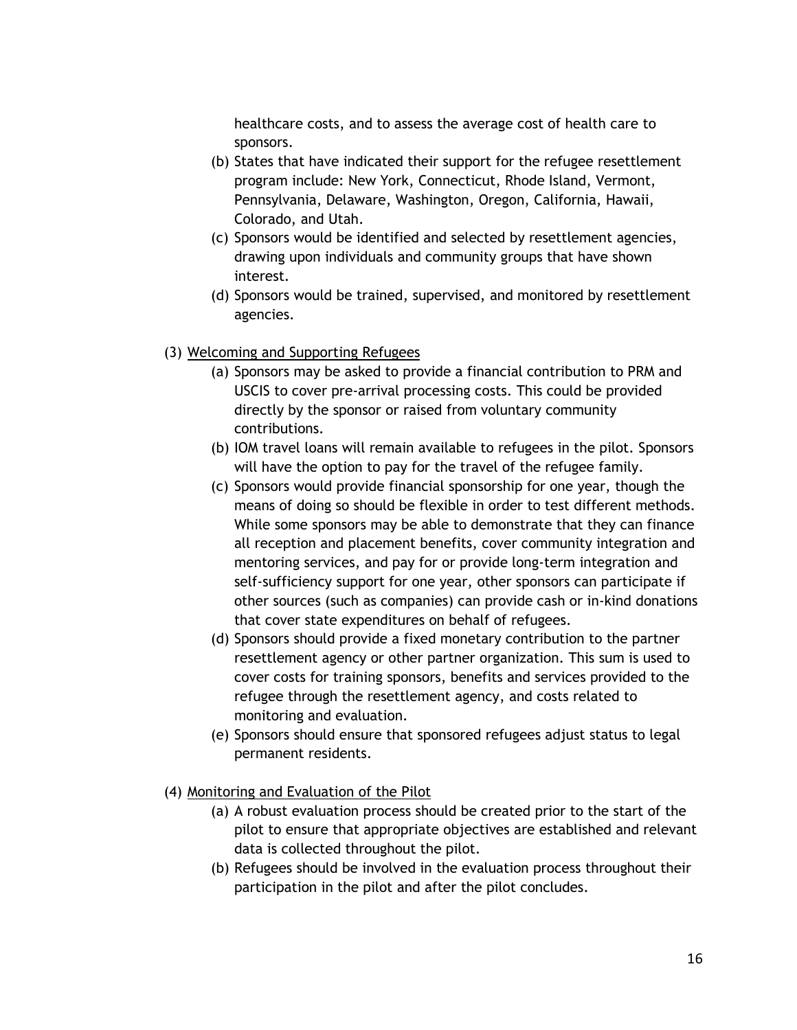healthcare costs, and to assess the average cost of health care to sponsors.

   (b) States that have indicated their support for the refugee resettlement program include: New York, Connecticut, Rhode Island, Vermont, Pennsylvania, Delaware, Washington, Oregon, California, Hawaii, Colorado, and Utah.
   (c) Sponsors would be identified and selected by resettlement agencies, drawing upon individuals and community groups that have shown interest.
   (d) Sponsors would be trained, supervised, and monitored by resettlement agencies.

(3) <u>Welcoming and Supporting Refugees</u>

   (a) Sponsors may be asked to provide a financial contribution to PRM and USCIS to cover pre-arrival processing costs. This could be provided directly by the sponsor or raised from voluntary community contributions.
   (b) IOM travel loans will remain available to refugees in the pilot. Sponsors will have the option to pay for the travel of the refugee family.
   (c) Sponsors would provide financial sponsorship for one year, though the means of doing so should be flexible in order to test different methods. While some sponsors may be able to demonstrate that they can finance all reception and placement benefits, cover community integration and mentoring services, and pay for or provide long-term integration and self-sufficiency support for one year, other sponsors can participate if other sources (such as companies) can provide cash or in-kind donations that cover state expenditures on behalf of refugees.
   (d) Sponsors should provide a fixed monetary contribution to the partner resettlement agency or other partner organization. This sum is used to cover costs for training sponsors, benefits and services provided to the refugee through the resettlement agency, and costs related to monitoring and evaluation.
   (e) Sponsors should ensure that sponsored refugees adjust status to legal permanent residents.

(4) <u>Monitoring and Evaluation of the Pilot</u>

   (a) A robust evaluation process should be created prior to the start of the pilot to ensure that appropriate objectives are established and relevant data is collected throughout the pilot.
   (b) Refugees should be involved in the evaluation process throughout their participation in the pilot and after the pilot concludes.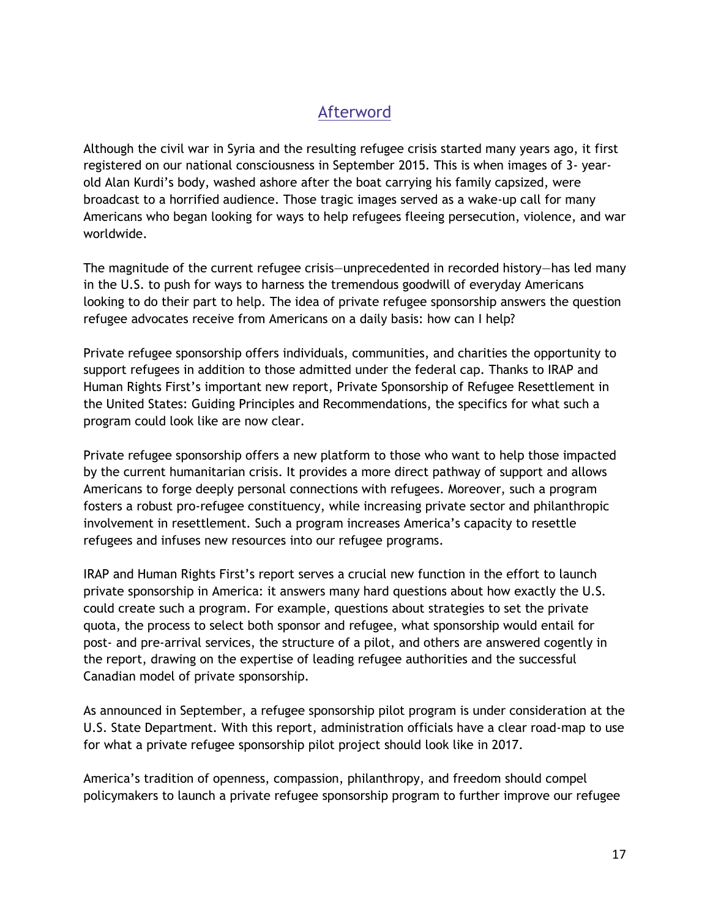## Afterword

Although the civil war in Syria and the resulting refugee crisis started many years ago, it first registered on our national consciousness in September 2015. This is when images of 3- year-old Alan Kurdi's body, washed ashore after the boat carrying his family capsized, were broadcast to a horrified audience. Those tragic images served as a wake-up call for many Americans who began looking for ways to help refugees fleeing persecution, violence, and war worldwide.

The magnitude of the current refugee crisis—unprecedented in recorded history—has led many in the U.S. to push for ways to harness the tremendous goodwill of everyday Americans looking to do their part to help. The idea of private refugee sponsorship answers the question refugee advocates receive from Americans on a daily basis: how can I help?

Private refugee sponsorship offers individuals, communities, and charities the opportunity to support refugees in addition to those admitted under the federal cap. Thanks to IRAP and Human Rights First's important new report, Private Sponsorship of Refugee Resettlement in the United States: Guiding Principles and Recommendations, the specifics for what such a program could look like are now clear.

Private refugee sponsorship offers a new platform to those who want to help those impacted by the current humanitarian crisis. It provides a more direct pathway of support and allows Americans to forge deeply personal connections with refugees. Moreover, such a program fosters a robust pro-refugee constituency, while increasing private sector and philanthropic involvement in resettlement. Such a program increases America's capacity to resettle refugees and infuses new resources into our refugee programs.

IRAP and Human Rights First's report serves a crucial new function in the effort to launch private sponsorship in America: it answers many hard questions about how exactly the U.S. could create such a program. For example, questions about strategies to set the private quota, the process to select both sponsor and refugee, what sponsorship would entail for post- and pre-arrival services, the structure of a pilot, and others are answered cogently in the report, drawing on the expertise of leading refugee authorities and the successful Canadian model of private sponsorship.

As announced in September, a refugee sponsorship pilot program is under consideration at the U.S. State Department. With this report, administration officials have a clear road-map to use for what a private refugee sponsorship pilot project should look like in 2017.

America's tradition of openness, compassion, philanthropy, and freedom should compel policymakers to launch a private refugee sponsorship program to further improve our refugee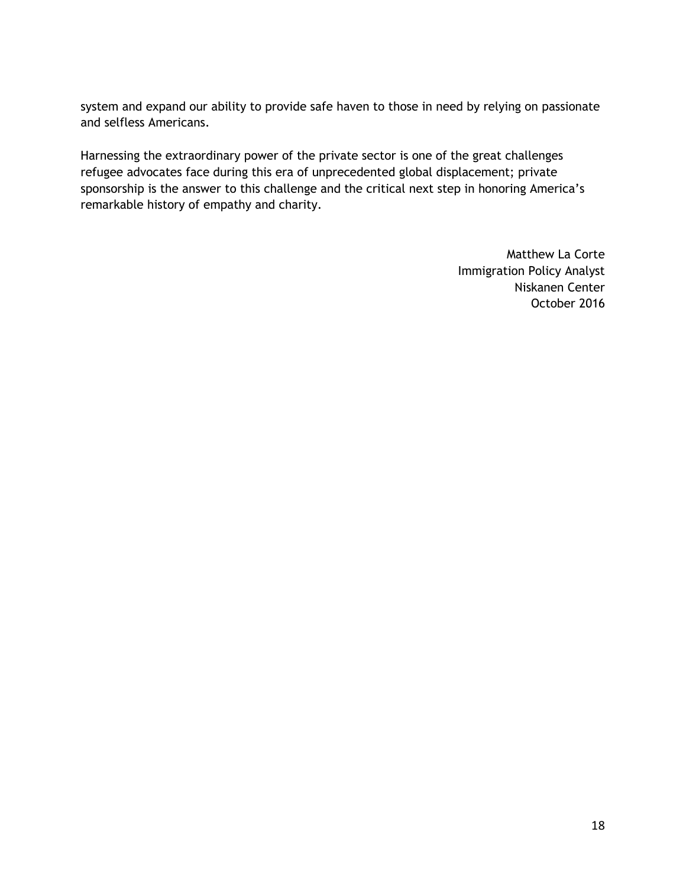system and expand our ability to provide safe haven to those in need by relying on passionate and selfless Americans.

Harnessing the extraordinary power of the private sector is one of the great challenges refugee advocates face during this era of unprecedented global displacement; private sponsorship is the answer to this challenge and the critical next step in honoring America's remarkable history of empathy and charity.

Matthew La Corte
Immigration Policy Analyst
Niskanen Center
October 2016